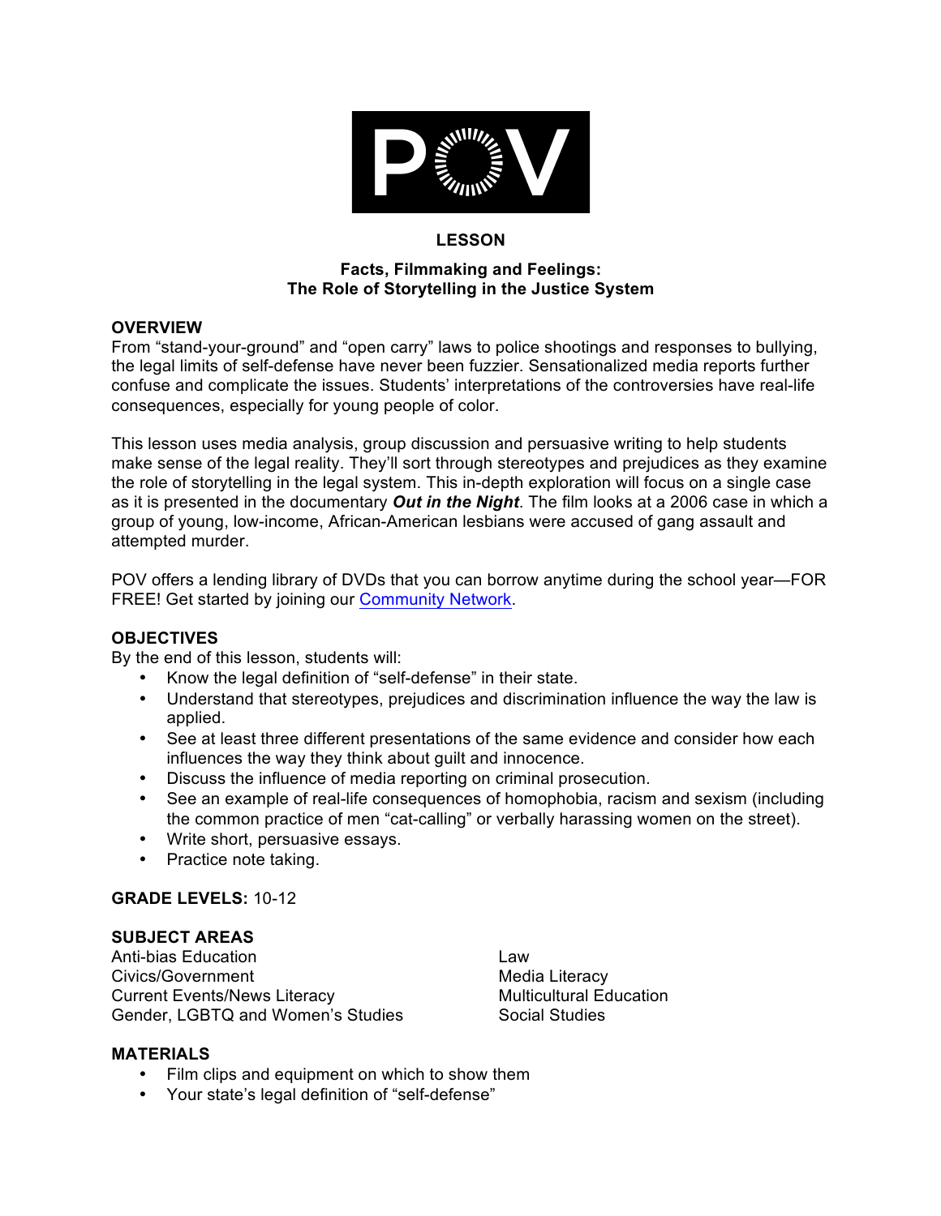POV

**LESSON**

**Facts, Filmmaking and Feelings:**
**The Role of Storytelling in the Justice System**

## OVERVIEW

From "stand-your-ground" and "open carry" laws to police shootings and responses to bullying, the legal limits of self-defense have never been fuzzier. Sensationalized media reports further confuse and complicate the issues. Students' interpretations of the controversies have real-life consequences, especially for young people of color.

This lesson uses media analysis, group discussion and persuasive writing to help students make sense of the legal reality. They'll sort through stereotypes and prejudices as they examine the role of storytelling in the legal system. This in-depth exploration will focus on a single case as it is presented in the documentary ***Out in the Night***. The film looks at a 2006 case in which a group of young, low-income, African-American lesbians were accused of gang assault and attempted murder.

POV offers a lending library of DVDs that you can borrow anytime during the school year—FOR FREE! Get started by joining our Community Network.

## OBJECTIVES

By the end of this lesson, students will:

- Know the legal definition of "self-defense" in their state.
- Understand that stereotypes, prejudices and discrimination influence the way the law is applied.
- See at least three different presentations of the same evidence and consider how each influences the way they think about guilt and innocence.
- Discuss the influence of media reporting on criminal prosecution.
- See an example of real-life consequences of homophobia, racism and sexism (including the common practice of men "cat-calling" or verbally harassing women on the street).
- Write short, persuasive essays.
- Practice note taking.

**GRADE LEVELS:** 10-12

## SUBJECT AREAS

Anti-bias Education
Civics/Government
Current Events/News Literacy
Gender, LGBTQ and Women's Studies
Law
Media Literacy
Multicultural Education
Social Studies

## MATERIALS

- Film clips and equipment on which to show them
- Your state's legal definition of "self-defense"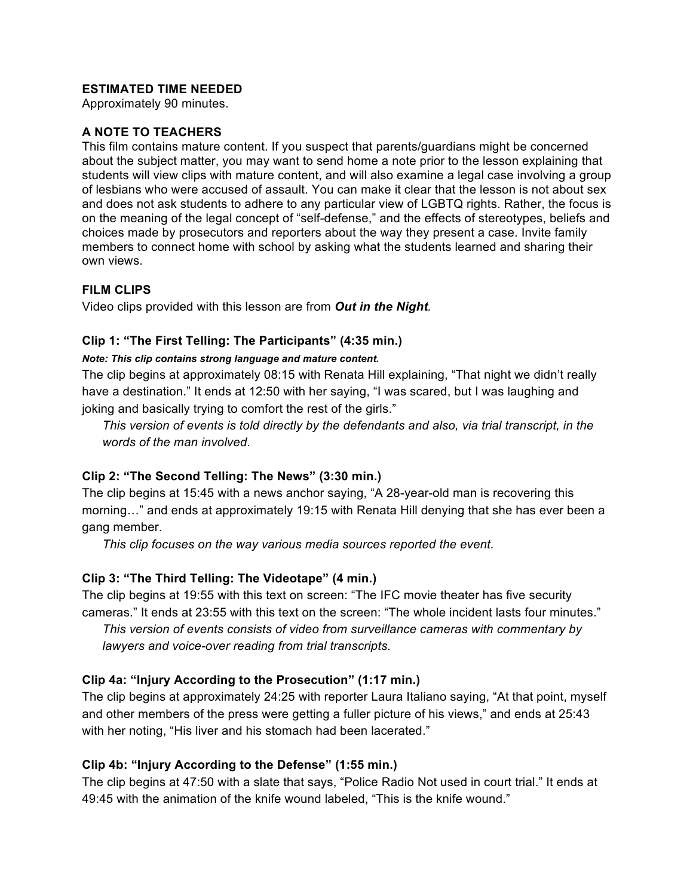**ESTIMATED TIME NEEDED**

Approximately 90 minutes.

**A NOTE TO TEACHERS**

This film contains mature content. If you suspect that parents/guardians might be concerned about the subject matter, you may want to send home a note prior to the lesson explaining that students will view clips with mature content, and will also examine a legal case involving a group of lesbians who were accused of assault. You can make it clear that the lesson is not about sex and does not ask students to adhere to any particular view of LGBTQ rights. Rather, the focus is on the meaning of the legal concept of "self-defense," and the effects of stereotypes, beliefs and choices made by prosecutors and reporters about the way they present a case. Invite family members to connect home with school by asking what the students learned and sharing their own views.

**FILM CLIPS**

Video clips provided with this lesson are from ***Out in the Night***.

**Clip 1: "The First Telling: The Participants" (4:35 min.)**

***Note: This clip contains strong language and mature content.***

The clip begins at approximately 08:15 with Renata Hill explaining, "That night we didn't really have a destination." It ends at 12:50 with her saying, "I was scared, but I was laughing and joking and basically trying to comfort the rest of the girls."

*This version of events is told directly by the defendants and also, via trial transcript, in the words of the man involved.*

**Clip 2: "The Second Telling: The News" (3:30 min.)**

The clip begins at 15:45 with a news anchor saying, "A 28-year-old man is recovering this morning…" and ends at approximately 19:15 with Renata Hill denying that she has ever been a gang member.

*This clip focuses on the way various media sources reported the event.*

**Clip 3: "The Third Telling: The Videotape" (4 min.)**

The clip begins at 19:55 with this text on screen: "The IFC movie theater has five security cameras." It ends at 23:55 with this text on the screen: "The whole incident lasts four minutes."

*This version of events consists of video from surveillance cameras with commentary by lawyers and voice-over reading from trial transcripts.*

**Clip 4a: "Injury According to the Prosecution" (1:17 min.)**

The clip begins at approximately 24:25 with reporter Laura Italiano saying, "At that point, myself and other members of the press were getting a fuller picture of his views," and ends at 25:43 with her noting, "His liver and his stomach had been lacerated."

**Clip 4b: "Injury According to the Defense" (1:55 min.)**

The clip begins at 47:50 with a slate that says, "Police Radio Not used in court trial." It ends at 49:45 with the animation of the knife wound labeled, "This is the knife wound."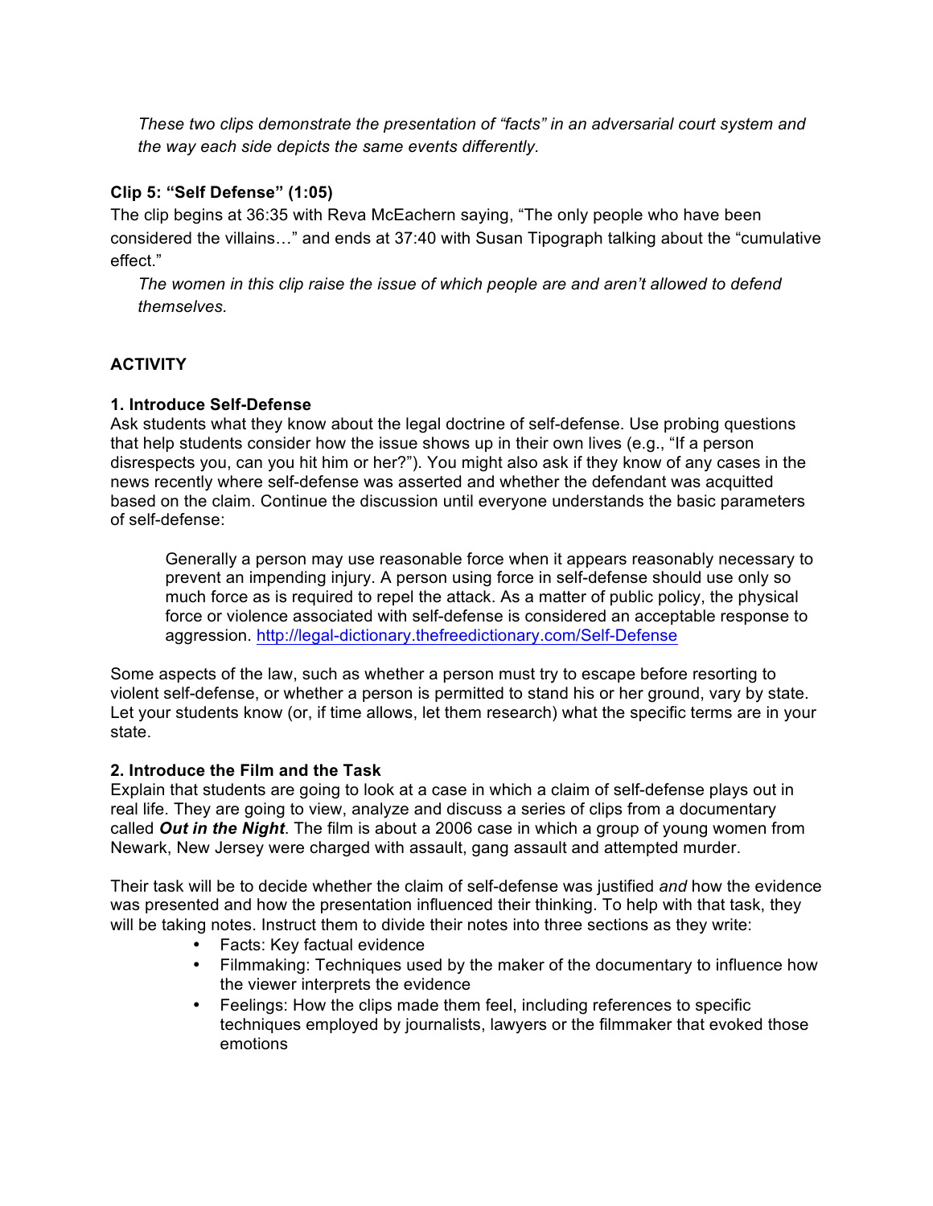*These two clips demonstrate the presentation of "facts" in an adversarial court system and the way each side depicts the same events differently.*

**Clip 5: "Self Defense" (1:05)**

The clip begins at 36:35 with Reva McEachern saying, "The only people who have been considered the villains…" and ends at 37:40 with Susan Tipograph talking about the "cumulative effect."

*The women in this clip raise the issue of which people are and aren't allowed to defend themselves.*

## ACTIVITY

**1. Introduce Self-Defense**

Ask students what they know about the legal doctrine of self-defense. Use probing questions that help students consider how the issue shows up in their own lives (e.g., "If a person disrespects you, can you hit him or her?"). You might also ask if they know of any cases in the news recently where self-defense was asserted and whether the defendant was acquitted based on the claim. Continue the discussion until everyone understands the basic parameters of self-defense:

> Generally a person may use reasonable force when it appears reasonably necessary to prevent an impending injury. A person using force in self-defense should use only so much force as is required to repel the attack. As a matter of public policy, the physical force or violence associated with self-defense is considered an acceptable response to aggression. http://legal-dictionary.thefreedictionary.com/Self-Defense

Some aspects of the law, such as whether a person must try to escape before resorting to violent self-defense, or whether a person is permitted to stand his or her ground, vary by state. Let your students know (or, if time allows, let them research) what the specific terms are in your state.

**2. Introduce the Film and the Task**

Explain that students are going to look at a case in which a claim of self-defense plays out in real life. They are going to view, analyze and discuss a series of clips from a documentary called ***Out in the Night***. The film is about a 2006 case in which a group of young women from Newark, New Jersey were charged with assault, gang assault and attempted murder.

Their task will be to decide whether the claim of self-defense was justified *and* how the evidence was presented and how the presentation influenced their thinking. To help with that task, they will be taking notes. Instruct them to divide their notes into three sections as they write:

- Facts: Key factual evidence
- Filmmaking: Techniques used by the maker of the documentary to influence how the viewer interprets the evidence
- Feelings: How the clips made them feel, including references to specific techniques employed by journalists, lawyers or the filmmaker that evoked those emotions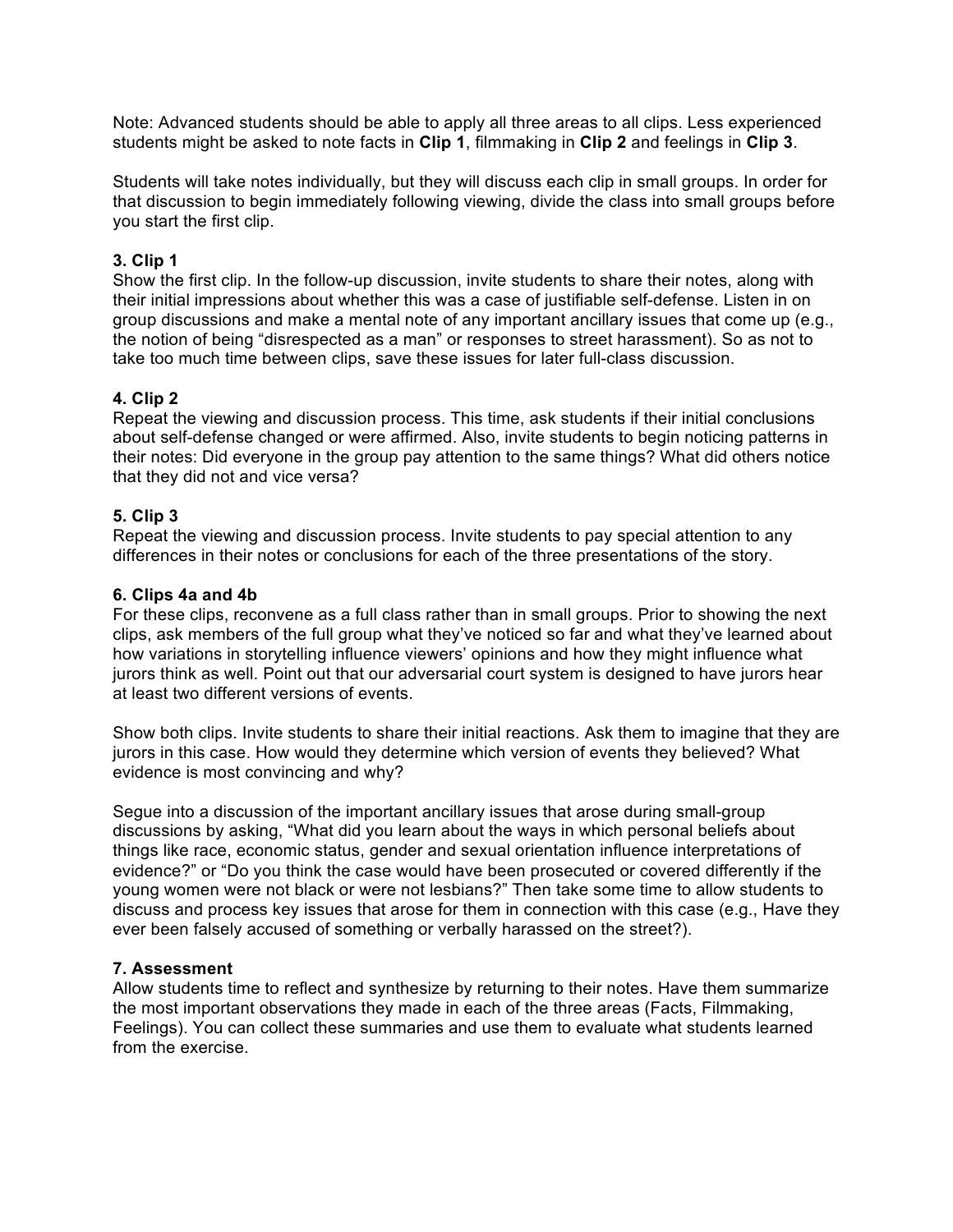Note: Advanced students should be able to apply all three areas to all clips. Less experienced students might be asked to note facts in **Clip 1**, filmmaking in **Clip 2** and feelings in **Clip 3**.

Students will take notes individually, but they will discuss each clip in small groups. In order for that discussion to begin immediately following viewing, divide the class into small groups before you start the first clip.

### 3. Clip 1

Show the first clip. In the follow-up discussion, invite students to share their notes, along with their initial impressions about whether this was a case of justifiable self-defense. Listen in on group discussions and make a mental note of any important ancillary issues that come up (e.g., the notion of being "disrespected as a man" or responses to street harassment). So as not to take too much time between clips, save these issues for later full-class discussion.

### 4. Clip 2

Repeat the viewing and discussion process. This time, ask students if their initial conclusions about self-defense changed or were affirmed. Also, invite students to begin noticing patterns in their notes: Did everyone in the group pay attention to the same things? What did others notice that they did not and vice versa?

### 5. Clip 3

Repeat the viewing and discussion process. Invite students to pay special attention to any differences in their notes or conclusions for each of the three presentations of the story.

### 6. Clips 4a and 4b

For these clips, reconvene as a full class rather than in small groups. Prior to showing the next clips, ask members of the full group what they've noticed so far and what they've learned about how variations in storytelling influence viewers' opinions and how they might influence what jurors think as well. Point out that our adversarial court system is designed to have jurors hear at least two different versions of events.

Show both clips. Invite students to share their initial reactions. Ask them to imagine that they are jurors in this case. How would they determine which version of events they believed? What evidence is most convincing and why?

Segue into a discussion of the important ancillary issues that arose during small-group discussions by asking, "What did you learn about the ways in which personal beliefs about things like race, economic status, gender and sexual orientation influence interpretations of evidence?" or "Do you think the case would have been prosecuted or covered differently if the young women were not black or were not lesbians?" Then take some time to allow students to discuss and process key issues that arose for them in connection with this case (e.g., Have they ever been falsely accused of something or verbally harassed on the street?).

### 7. Assessment

Allow students time to reflect and synthesize by returning to their notes. Have them summarize the most important observations they made in each of the three areas (Facts, Filmmaking, Feelings). You can collect these summaries and use them to evaluate what students learned from the exercise.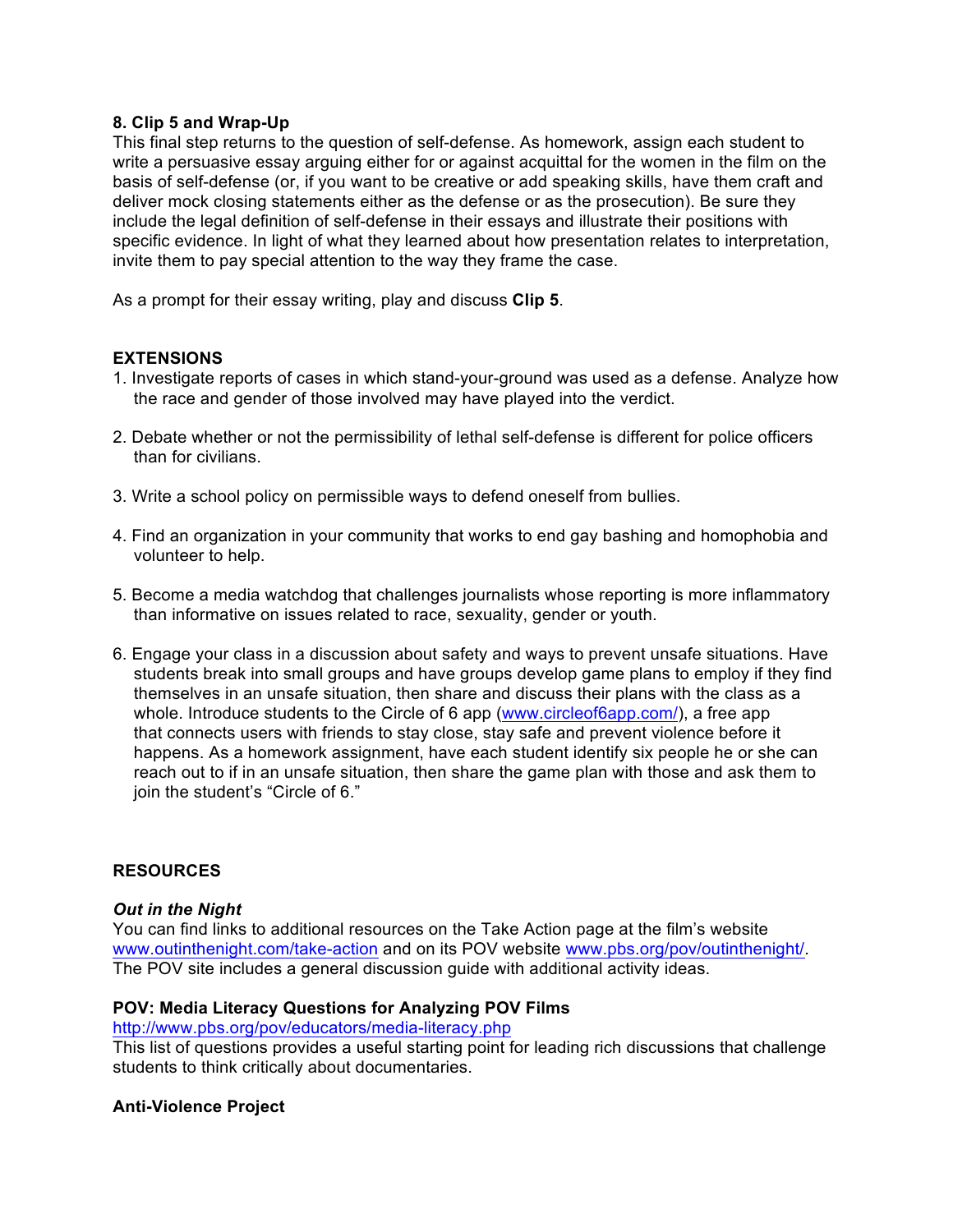**8. Clip 5 and Wrap-Up**

This final step returns to the question of self-defense. As homework, assign each student to write a persuasive essay arguing either for or against acquittal for the women in the film on the basis of self-defense (or, if you want to be creative or add speaking skills, have them craft and deliver mock closing statements either as the defense or as the prosecution). Be sure they include the legal definition of self-defense in their essays and illustrate their positions with specific evidence. In light of what they learned about how presentation relates to interpretation, invite them to pay special attention to the way they frame the case.

As a prompt for their essay writing, play and discuss **Clip 5**.

## EXTENSIONS

1. Investigate reports of cases in which stand-your-ground was used as a defense. Analyze how the race and gender of those involved may have played into the verdict.

2. Debate whether or not the permissibility of lethal self-defense is different for police officers than for civilians.

3. Write a school policy on permissible ways to defend oneself from bullies.

4. Find an organization in your community that works to end gay bashing and homophobia and volunteer to help.

5. Become a media watchdog that challenges journalists whose reporting is more inflammatory than informative on issues related to race, sexuality, gender or youth.

6. Engage your class in a discussion about safety and ways to prevent unsafe situations. Have students break into small groups and have groups develop game plans to employ if they find themselves in an unsafe situation, then share and discuss their plans with the class as a whole. Introduce students to the Circle of 6 app (www.circleof6app.com/), a free app that connects users with friends to stay close, stay safe and prevent violence before it happens. As a homework assignment, have each student identify six people he or she can reach out to if in an unsafe situation, then share the game plan with those and ask them to join the student's "Circle of 6."

## RESOURCES

***Out in the Night***

You can find links to additional resources on the Take Action page at the film's website www.outinthenight.com/take-action and on its POV website www.pbs.org/pov/outinthenight/. The POV site includes a general discussion guide with additional activity ideas.

**POV: Media Literacy Questions for Analyzing POV Films**

http://www.pbs.org/pov/educators/media-literacy.php

This list of questions provides a useful starting point for leading rich discussions that challenge students to think critically about documentaries.

**Anti-Violence Project**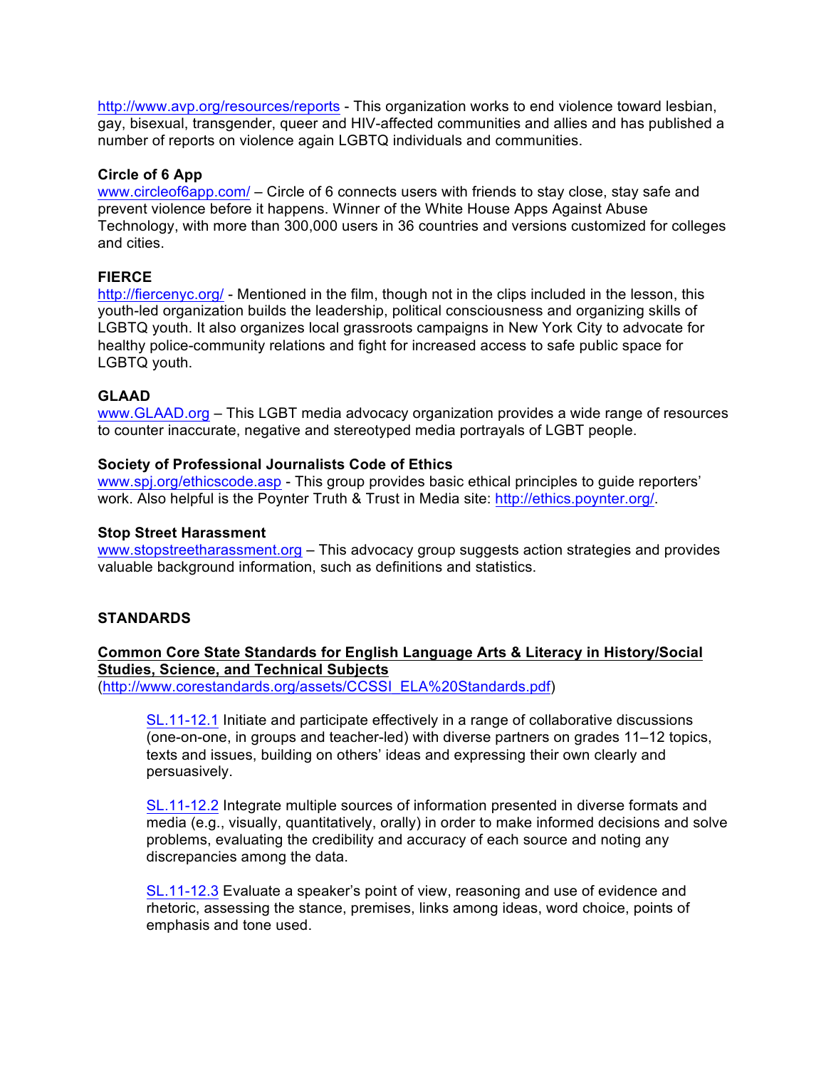http://www.avp.org/resources/reports - This organization works to end violence toward lesbian, gay, bisexual, transgender, queer and HIV-affected communities and allies and has published a number of reports on violence again LGBTQ individuals and communities.

**Circle of 6 App**
www.circleof6app.com/ – Circle of 6 connects users with friends to stay close, stay safe and prevent violence before it happens. Winner of the White House Apps Against Abuse Technology, with more than 300,000 users in 36 countries and versions customized for colleges and cities.

**FIERCE**
http://fiercenyc.org/ - Mentioned in the film, though not in the clips included in the lesson, this youth-led organization builds the leadership, political consciousness and organizing skills of LGBTQ youth. It also organizes local grassroots campaigns in New York City to advocate for healthy police-community relations and fight for increased access to safe public space for LGBTQ youth.

**GLAAD**
www.GLAAD.org – This LGBT media advocacy organization provides a wide range of resources to counter inaccurate, negative and stereotyped media portrayals of LGBT people.

**Society of Professional Journalists Code of Ethics**
www.spj.org/ethicscode.asp - This group provides basic ethical principles to guide reporters' work. Also helpful is the Poynter Truth & Trust in Media site: http://ethics.poynter.org/.

**Stop Street Harassment**
www.stopstreetharassment.org – This advocacy group suggests action strategies and provides valuable background information, such as definitions and statistics.

## STANDARDS

**Common Core State Standards for English Language Arts & Literacy in History/Social Studies, Science, and Technical Subjects**
(http://www.corestandards.org/assets/CCSSI_ELA%20Standards.pdf)

> SL.11-12.1 Initiate and participate effectively in a range of collaborative discussions (one-on-one, in groups and teacher-led) with diverse partners on grades 11–12 topics, texts and issues, building on others' ideas and expressing their own clearly and persuasively.
>
> SL.11-12.2 Integrate multiple sources of information presented in diverse formats and media (e.g., visually, quantitatively, orally) in order to make informed decisions and solve problems, evaluating the credibility and accuracy of each source and noting any discrepancies among the data.
>
> SL.11-12.3 Evaluate a speaker's point of view, reasoning and use of evidence and rhetoric, assessing the stance, premises, links among ideas, word choice, points of emphasis and tone used.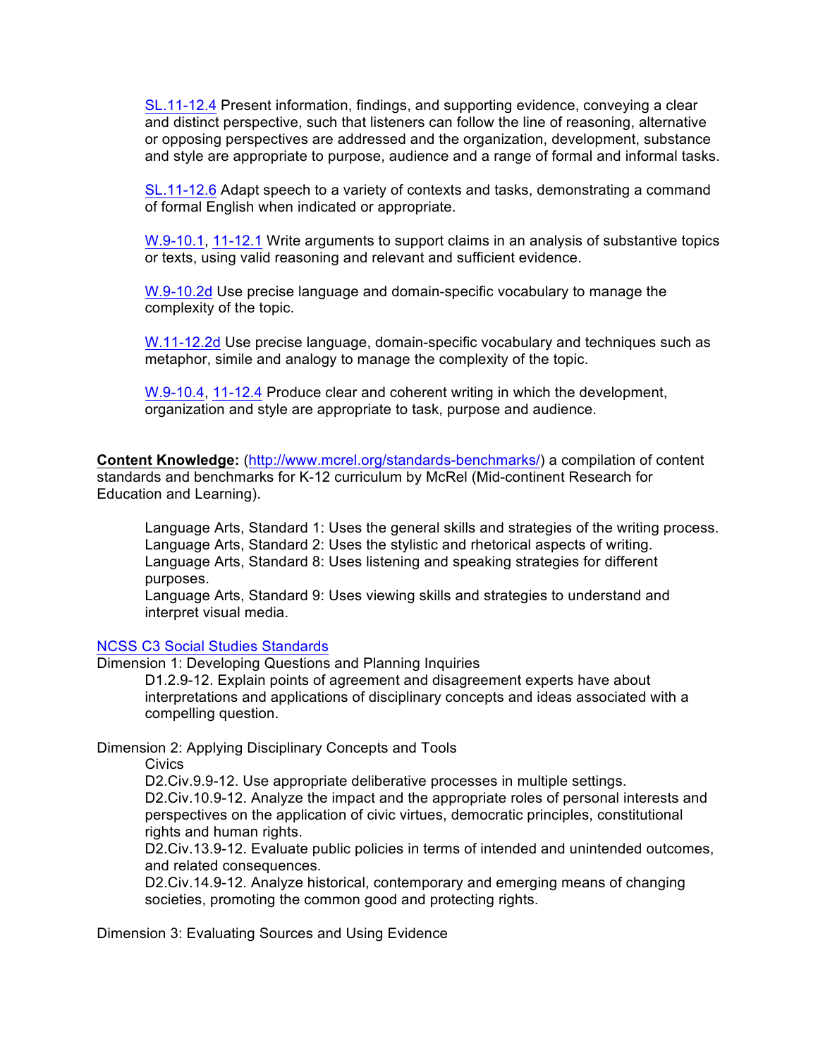SL.11-12.4 Present information, findings, and supporting evidence, conveying a clear and distinct perspective, such that listeners can follow the line of reasoning, alternative or opposing perspectives are addressed and the organization, development, substance and style are appropriate to purpose, audience and a range of formal and informal tasks.

SL.11-12.6 Adapt speech to a variety of contexts and tasks, demonstrating a command of formal English when indicated or appropriate.

W.9-10.1, 11-12.1 Write arguments to support claims in an analysis of substantive topics or texts, using valid reasoning and relevant and sufficient evidence.

W.9-10.2d Use precise language and domain-specific vocabulary to manage the complexity of the topic.

W.11-12.2d Use precise language, domain-specific vocabulary and techniques such as metaphor, simile and analogy to manage the complexity of the topic.

W.9-10.4, 11-12.4 Produce clear and coherent writing in which the development, organization and style are appropriate to task, purpose and audience.

**Content Knowledge:** (http://www.mcrel.org/standards-benchmarks/) a compilation of content standards and benchmarks for K-12 curriculum by McRel (Mid-continent Research for Education and Learning).

Language Arts, Standard 1: Uses the general skills and strategies of the writing process.
Language Arts, Standard 2: Uses the stylistic and rhetorical aspects of writing.
Language Arts, Standard 8: Uses listening and speaking strategies for different purposes.
Language Arts, Standard 9: Uses viewing skills and strategies to understand and interpret visual media.

NCSS C3 Social Studies Standards

Dimension 1: Developing Questions and Planning Inquiries

D1.2.9-12. Explain points of agreement and disagreement experts have about interpretations and applications of disciplinary concepts and ideas associated with a compelling question.

Dimension 2: Applying Disciplinary Concepts and Tools

Civics

D2.Civ.9.9-12. Use appropriate deliberative processes in multiple settings.

D2.Civ.10.9-12. Analyze the impact and the appropriate roles of personal interests and perspectives on the application of civic virtues, democratic principles, constitutional rights and human rights.

D2.Civ.13.9-12. Evaluate public policies in terms of intended and unintended outcomes, and related consequences.

D2.Civ.14.9-12. Analyze historical, contemporary and emerging means of changing societies, promoting the common good and protecting rights.

Dimension 3: Evaluating Sources and Using Evidence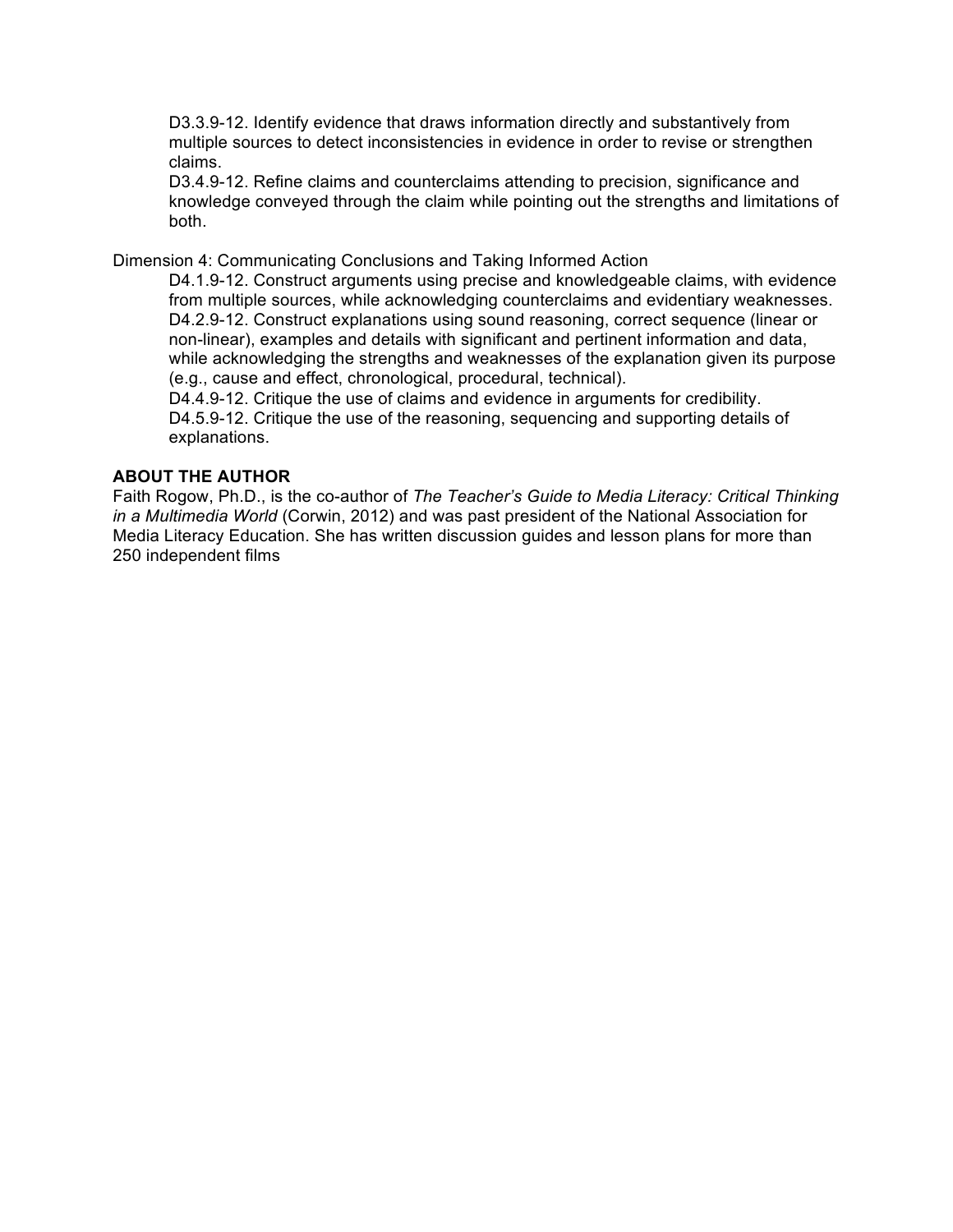D3.3.9-12. Identify evidence that draws information directly and substantively from multiple sources to detect inconsistencies in evidence in order to revise or strengthen claims.

D3.4.9-12. Refine claims and counterclaims attending to precision, significance and knowledge conveyed through the claim while pointing out the strengths and limitations of both.

Dimension 4: Communicating Conclusions and Taking Informed Action

D4.1.9-12. Construct arguments using precise and knowledgeable claims, with evidence from multiple sources, while acknowledging counterclaims and evidentiary weaknesses.

D4.2.9-12. Construct explanations using sound reasoning, correct sequence (linear or non-linear), examples and details with significant and pertinent information and data, while acknowledging the strengths and weaknesses of the explanation given its purpose (e.g., cause and effect, chronological, procedural, technical).

D4.4.9-12. Critique the use of claims and evidence in arguments for credibility.

D4.5.9-12. Critique the use of the reasoning, sequencing and supporting details of explanations.

**ABOUT THE AUTHOR**

Faith Rogow, Ph.D., is the co-author of *The Teacher's Guide to Media Literacy: Critical Thinking in a Multimedia World* (Corwin, 2012) and was past president of the National Association for Media Literacy Education. She has written discussion guides and lesson plans for more than 250 independent films